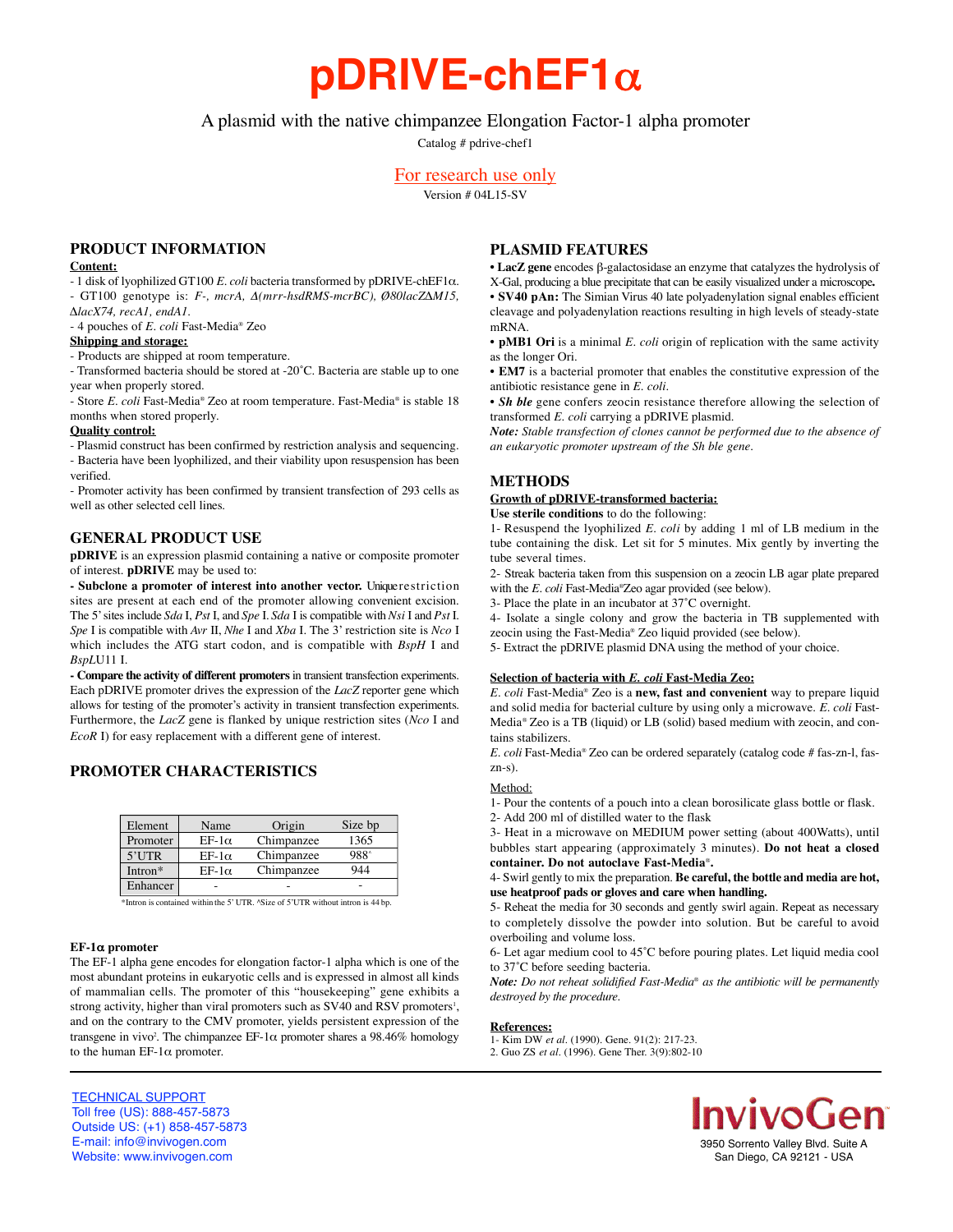# pDRIVE-chEF1α

A plasmid with the native chimpanzee Elongation Factor-1 alpha promoter

Catalog # pdrive-chef1

For research use only

Version # 04L15-SV

## PRODUCT INFORMATION

**Content:**

- 1 disk of lyophilized GT100 *E. coli* bacteria transformed by pDRIVE-chEF1α.
- GT100 genotype is: *F-, mcrA, Δ(mrr-hsdRMS-mcrBC), Ø80lacZΔM15, ΔlacX74, recA1, endA1*.
- 4 pouches of *E. coli* Fast-Media® Zeo

**Shipping and storage:**

- Products are shipped at room temperature.
- Transformed bacteria should be stored at -20˚C. Bacteria are stable up to one year when properly stored.
- Store *E. coli* Fast-Media® Zeo at room temperature. Fast-Media® is stable 18 months when stored properly.

**Quality control:**

- Plasmid construct has been confirmed by restriction analysis and sequencing.
- Bacteria have been lyophilized, and their viability upon resuspension has been verified.
- Promoter activity has been confirmed by transient transfection of 293 cells as well as other selected cell lines.

## GENERAL PRODUCT USE

**pDRIVE** is an expression plasmid containing a native or composite promoter of interest. **pDRIVE** may be used to:

**- Subclone a promoter of interest into another vector.** Unique restriction sites are present at each end of the promoter allowing convenient excision. The 5' sites include *Sda* I, *Pst* I, and *Spe* I. *Sda* I is compatible with *Nsi* I and *Pst* I. *Spe* I is compatible with *Avr* II, *Nhe* I and *Xba* I. The 3' restriction site is *Nco* I which includes the ATG start codon, and is compatible with *BspH* I and *BspLU11* I.

**- Compare the activity of different promoters** in transient transfection experiments. Each pDRIVE promoter drives the expression of the *LacZ* reporter gene which allows for testing of the promoter's activity in transient transfection experiments. Furthermore, the *LacZ* gene is flanked by unique restriction sites (*Nco* I and *EcoR* I) for easy replacement with a different gene of interest.

## PROMOTER CHARACTERISTICS

| Element | Name | Origin | Size bp |
|---|---|---|---|
| Promoter | EF-1α | Chimpanzee | 1365 |
| 5'UTR | EF-1α | Chimpanzee | 988^ |
| Intron* | EF-1α | Chimpanzee | 944 |
| Enhancer | - | - | - |

*Intron is contained within the 5' UTR. ^Size of 5'UTR without intron is 44 bp.

**EF-1α promoter**

The EF-1 alpha gene encodes for elongation factor-1 alpha which is one of the most abundant proteins in eukaryotic cells and is expressed in almost all kinds of mammalian cells. The promoter of this "housekeeping" gene exhibits a strong activity, higher than viral promoters such as SV40 and RSV promoters[1], and on the contrary to the CMV promoter, yields persistent expression of the transgene in vivo[2]. The chimpanzee EF-1α promoter shares a 98.46% homology to the human EF-1α promoter.

## PLASMID FEATURES

- **LacZ gene** encodes β-galactosidase an enzyme that catalyzes the hydrolysis of X-Gal, producing a blue precipitate that can be easily visualized under a microscope**.**
- **SV40 pAn:** The Simian Virus 40 late polyadenylation signal enables efficient cleavage and polyadenylation reactions resulting in high levels of steady-state mRNA.
- **pMB1 Ori** is a minimal *E. coli* origin of replication with the same activity as the longer Ori.
- **EM7** is a bacterial promoter that enables the constitutive expression of the antibiotic resistance gene in *E. coli*.
- ***Sh ble*** gene confers zeocin resistance therefore allowing the selection of transformed *E. coli* carrying a pDRIVE plasmid.

***Note:*** *Stable transfection of clones cannot be performed due to the absence of an eukaryotic promoter upstream of the Sh ble gene.*

## METHODS

**Growth of pDRIVE-transformed bacteria:**

**Use sterile conditions** to do the following:

1- Resuspend the lyophilized *E. coli* by adding 1 ml of LB medium in the tube containing the disk. Let sit for 5 minutes. Mix gently by inverting the tube several times.

2- Streak bacteria taken from this suspension on a zeocin LB agar plate prepared with the *E. coli* Fast-Media®Zeo agar provided (see below).

3- Place the plate in an incubator at 37˚C overnight.

4- Isolate a single colony and grow the bacteria in TB supplemented with zeocin using the Fast-Media® Zeo liquid provided (see below).

5- Extract the pDRIVE plasmid DNA using the method of your choice.

**Selection of bacteria with *E. coli* Fast-Media Zeo:**

*E. coli* Fast-Media® Zeo is a **new, fast and convenient** way to prepare liquid and solid media for bacterial culture by using only a microwave. *E. coli* Fast-Media® Zeo is a TB (liquid) or LB (solid) based medium with zeocin, and contains stabilizers.

*E. coli* Fast-Media® Zeo can be ordered separately (catalog code # fas-zn-l, fas-zn-s).

Method:

1- Pour the contents of a pouch into a clean borosilicate glass bottle or flask.

2- Add 200 ml of distilled water to the flask

3- Heat in a microwave on MEDIUM power setting (about 400Watts), until bubbles start appearing (approximately 3 minutes). **Do not heat a closed container. Do not autoclave Fast-Media®.**

4- Swirl gently to mix the preparation. **Be careful, the bottle and media are hot, use heatproof pads or gloves and care when handling.**

5- Reheat the media for 30 seconds and gently swirl again. Repeat as necessary to completely dissolve the powder into solution. But be careful to avoid overboiling and volume loss.

6- Let agar medium cool to 45˚C before pouring plates. Let liquid media cool to 37˚C before seeding bacteria.

***Note:*** *Do not reheat solidified Fast-Media® as the antibiotic will be permanently destroyed by the procedure.*

**References:**

1- Kim DW *et al.* (1990). Gene. 91(2): 217-23.

2. Guo ZS *et al.* (1996). Gene Ther. 3(9):802-10

TECHNICAL SUPPORT
Toll free (US): 888-457-5873
Outside US: (+1) 858-457-5873
E-mail: info@invivogen.com
Website: www.invivogen.com

InvivoGen
3950 Sorrento Valley Blvd. Suite A
San Diego, CA 92121 - USA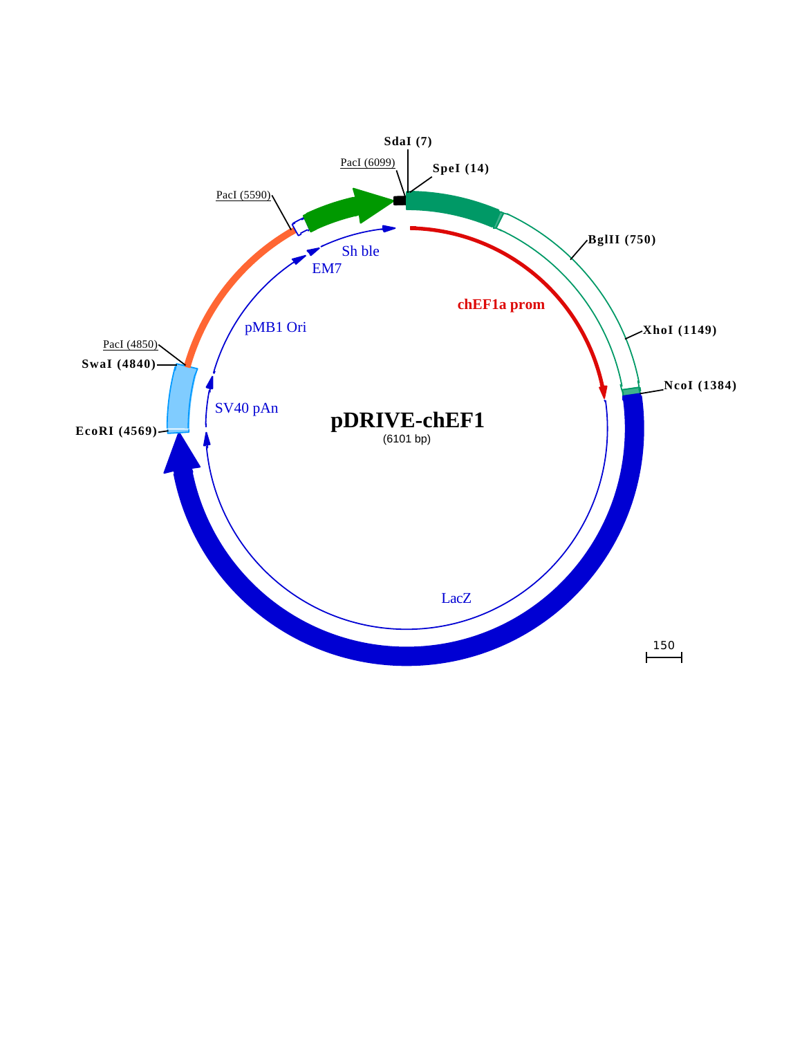pDRIVE-chEF1

(6101 bp)

SdaI (7)

SpeI (14)

PacI (6099)

PacI (5590)

BglII (750)

XhoI (1149)

NcoI (1384)

PacI (4850)

SwaI (4840)

EcoRI (4569)

Sh ble

EM7

chEF1a prom

pMB1 Ori

SV40 pAn

LacZ

150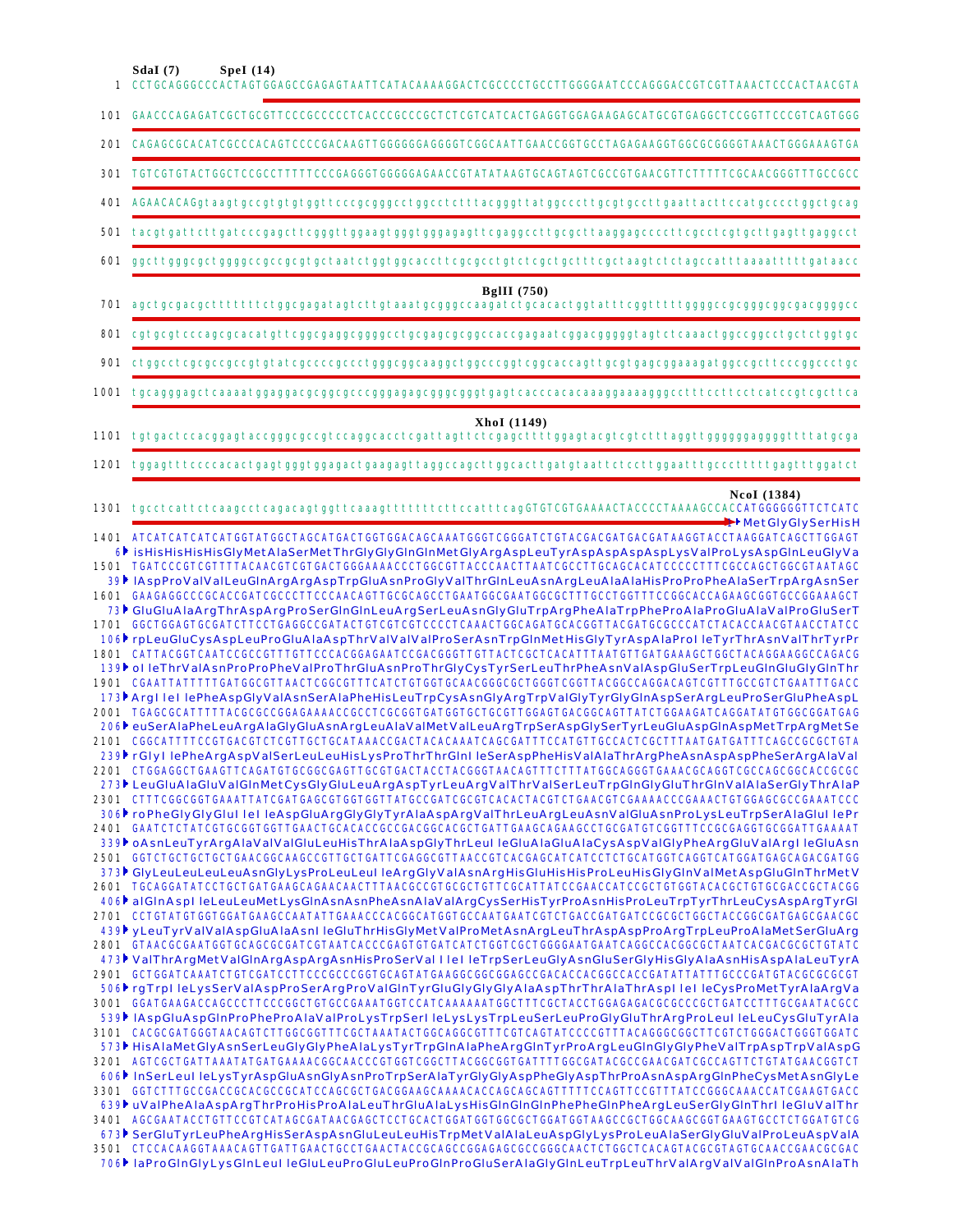```
      SdaI (7)     SpeI (14)
   1  CCTGCAGGGCCCACTAGTGGAGCCGAGAGTAATTCATACAAAAGGACTCGCCCCTGCCTTGGGGAATCCCAGGGACCGTCGTTAAACTCCCACTAACGTA
 101  GAACCCAGAGATCGCTGCGTTCCCGCCCCCTCACCCGCCCGCTCTCGTCATCACTGAGGTGGAGAAGAGCATGCGTGAGGCTCCGGTTCCCGTCAGTGGG
 201  CAGAGCGCACATCGCCCACAGTCCCCGACAAGTTGGGGGGAGGGGTCGGCAATTGAACCGGTGCCTAGAGAAGGTGGCGCGGGGTAAACTGGGAAAGTGA
 301  TGTCGTGTACTGGCTCCGCCTTTTTCCCGAGGGTGGGGGAGAACCGTATATAAGTGCAGTAGTCGCCGTGAACGTTCTTTTTCGCAACGGGTTTGCCGCC
 401  AGAACACAGgtaagtgccgtgtgtggttcccgcgggcctggcctctttacgggttatggcccttgcgtgccttgaattacttccatgcccctggctgcag
 501  tacgtgattcttgatcccgagcttcgggttggaagtgggtgggagagttcgaggccttgcgcttaaggagccccttcgcctcgtgcttgagttgaggcct
 601  ggcttgggcgctggggccgccgcgtgcgaatctggtggcaccttcgcgcctgtctcgctgctttcgctaagtctctagccatttaaaatttttgataacc
                                                                                BglII (750)
 701  agctgcgacgctttttttctggcgagatagtcttgtaaatgcgggccaagatctgcacactggtatttcggtttttggggccgcgggcggcgacggggcc
 801  cgtgcgtcccagcgcacatgttcggcgaggcggggcctgcgagcgcggccaccgagaatcggacgggggtagtctcaaactggccggcctgctctggtgc
 901  ctggcctcgcgccgccgtgtatcgccccgccctgggcggcaaggctggcccggtcggcaccagttgcgtgagcggaaagatggccgcttcccggccctgc
1001  tgcagggagctcaaaatggaggacgcggcgcccgggagagcgggcgggtgagtcacccacacaaaggaaaagggcctttccttcctcatccgtcgcttca
                                                                          XhoI (1149)
1101  tgtgactccacggagtaccgggcgccgtccaggcacctcgattagttctcgagcttttggagtacgtcgtctttaggttggggggaggggttttatgcga
1201  tggagtttccccacactgagtgggtggagactgaagttaggccagcttggcacttgatgtaattctccttggaatttgccctttttgagtttggatct
                                                                                          NcoI (1384)
1301  tgcctcattctcaagcctcagacagtggttcaaagtttttttcttccatttcagGTGTCGTGAAAACTACCCCTAAAAGCCACCATGGGGGGTTCTCATC
                                                                                    MetGlyGlySerHisH
1401  ATCATCATCATCATGGTATGGCTAGCATGACTGGTGGACAGCAAATGGGTCGGGATCTGTACGACGATGACGATAAGGTACCTAAGGATCAGCTTGGAGT
   6  isHisHisHisHisGlyMetAlaSerMetThrGlyGlyGlnGlnMetGlyArgAspLeuTyrAspAspAspAspLysValProLysAspGlnLeuGlyVa
1501  TGATCCCGTCGTTTTACAACGTCGTGACTGGGAAAACCCTGGCGTTACCCAACTTAATCGCCTTGCAGCACATCCCCCTTTCGCCAGCTGGCGTAATAGC
  39  lAspProValValLeuGlnArgArgAspTrpGluAsnProGlyValThrGlnLeuAsnArgLeuAlaAlaHisProProPheAlaSerTrpArgAsnSer
1601  GAAGAGGCCCGCACCGATCGCCCTTCCCAACAGTTGCGCAGCCTGAATGGCGAATGGCGCTTTGCCTGGTTTCCGGCACCAGAAGCGGTGCCGGAAAGCT
  73  GluGluAlaArgThrAspArgProSerGlnGlnLeuArgSerLeuAsnGlyGluTrpArgPheAlaTrpPheProAlaProGluAlaValProGluSerT
1701  GGCTGGAGTGCGATCTTCCTGAGGCCGATACTGTCGTCGTCCCCTCAAACTGGCAGATGCACGGTTACGATGCGCCCATCTACACCAACGTAACCTATCC
 106  rpLeuGluCysAspLeuProGluAlaAspThrValValValProSerAsnTrpGlnMetHisGlyTyrAspAlaProIleTyrThrAsnValThrTyrPr
1801  CATTACGGTCAATCCGCCGTTTGTTCCCACGGAGAATCCGACGGGTTGTTACTCGCTCACATTTAATGTTGATGAAAGCTGGCTACAGGAAGGCCAGACG
 139  oIleThrValAsnProProPheValProThrGluAsnProThrGlyCysTyrSerLeuThrPheAsnValAspGluSerTrpLeuGlnGluGlyGlnThr
1901  CGAATTATTTTTGATGGCGTTAACTCGGCGTTTCATCTGTGGTGCAACGGGCGCTGGGTCGGTTACGGCCAGGACAGTCGTTTGCCGTCTGAATTTGACC
 173  ArgIleIlePheAspGlyValAsnSerAlaPheHisLeuTrpCysAsnGlyArgTrpValGlyTyrGlyGlnAspSerArgLeuProSerGluPheAspL
2001  TGAGCGCATTTTTACGCGCCGGAGAAAACCGCCTCGCGGTGATGGTGCTGCGTTGGAGTGACGGCAGTTATCTGGAAGATCAGGATATGTGGCGGATGAG
 206  euSerAlaPheLeuArgAlaGlyGluAsnArgLeuAlaValMetValLeuArgTrpSerAspGlySerTyrLeuGluAspGlnAspMetTrpArgMetSe
2101  CGGCATTTTCCGTGACGTCTCGTTGCTGCATAAACCGACTACACAAATCAGCGATTTCCATGTTGCCACTCGCTTTAATGATGATTTCAGCCGCGCTGTA
 239  rGlyIlePheArgAspValSerLeuLeuHisLysProThrThrGlnIleSerAspPheHisValAlaThrArgPheAsnAspAspPheSerArgAlaVal
2201  CTGGAGGCTGAAGTTCAGATGTGCGGCGAGTTGCGTGACTACCTACGGGTAACAGTTTCTTTATGGCAGGGTGAAACGCAGGTCGCCAGCGGCACCGCGC
 273  LeuGluAlaGluValGlnMetCysGlyGluLeuArgAspTyrLeuArgValThrValSerLeuTrpGlnGlyGluThrGlnValAlaSerGlyThrAlaP
2301  CTTTCGGCGGTGAAATTATCGATGAGCGTGGTGGTTATGCCGATCGCGTCACACTACGTCTGAACGTCGAAAACCCGAAACTGTGGAGCGCCGAAATCCC
 306  roPheGlyGlyGluIleIleAspGluArgGlyGlyTyrAlaAspArgValThrLeuArgLeuAsnValGluAsnProLysLeuTrpSerAlaGluIlePr
2401  GAATCTCTATCGTGCGGTGGTTGAACTGCACACCGCCGACGGCACGCTGATTGAAGCAGAAGCCTGCGATGTCGGTTTCCGCGAGGTGCGGATTGAAAAT
 339  oAsnLeuTyrArgAlaValValGluLeuHisThrAlaAspGlyThrLeuIleGluAlaGluAlaCysAspValGlyPheArgGluValArgIleGluAsn
2501  GGTCTGCTGCTGCTGAACGGCAAGCCGTTGCTGATTCGAGGCGTTAACCGTCACGAGCATCATCCTCTGCATGGTCAGGTCATGGATGAGCAGACGATGG
 373  GlyLeuLeuLeuLeuAsnGlyLysProLeuLeuIleArgGlyValAsnArgHisGluHisHisProLeuHisGlyGlnValMetAspGluGlnThrMetV
2601  TGCAGGATATCCTGCTGATGAAGCAGAACAACTTTAACGCCGTGCGCTGTTCGCATTATCCGAACCATCCGCTGTGGTACACGCTGTGCGACCGCTACGG
 406  alGlnAspIleLeuLeuMetLysGlnAsnAsnPheAsnAlaValArgCysSerHisTyrProAsnHisProLeuTrpTyrThrLeuCysAspArgTyrGl
2701  CCTGTATGTGGTGGATGAAGCCAATATTGAAACCCACGGCATGGTGCCAATGAATCGTCTGACCGATGATCCGCGCTGGCTACCGGCGATGAGCGAACGC
 439  yLeuTyrValValAspGluAlaAsnIleGluThrHisGlyMetValProMetAsnArgLeuThrAspAspProArgTrpLeuProAlaMetSerGluArg
2801  GTAACGCGAATGGTGCAGCGCGATCGTAATCACCCGAGTGTGATCATCTGGTCGCTGGGGAATGAATCAGGCCACGGCGCTAATCACGACGCGCTGTATC
 473  ValThrArgMetValGlnArgAspArgAsnHisProSerValIleIleTrpSerLeuGlyAsnGluSerGlyHisGlyAlaAsnHisAspAlaLeuTyrA
2901  GCTGGATCAAATCTGTCGATCCTTCCCGCCCGGTGCAGTATGAAGGCGGCGGAGCCGACACCACGGCCACCGATATTATTTGCCCGATGTACGCGCGCGT
 506  rgTrpIleLysSerValAspProSerArgProValGlnTyrGluGlyGlyGlyAlaAspThrThrAlaThrAspIleIleCysProMetTyrAlaArgVa
3001  GGATGAAGACCAGCCCTTCCCGGCTGTGCCGAAATGGTCCATCAAAAAATGGCTTTCGCTACCTGGAGAGACGCGCCCGCTGATCCTTTGCGAATACGCC
 539  lAspGluAspGlnProPheProAlaValProLysTrpSerIleLysLysTrpLeuSerLeuProGlyGluThrArgProLeuIleLeuCysGluTyrAla
3101  CACGCGATGGGTAACAGTCTTGGCGGTTTCGCTAAATACTGGCAGGCGTTTCGTCAGTATCCCCGTTTACAGGGCGGCTTCGTCTGGGACTGGGTGGATC
 573  HisAlaMetGlyAsnSerLeuGlyGlyPheAlaLysTyrTrpGlnAlaPheArgGlnTyrProArgLeuGlnGlyGlyPheValTrpAspTrpValAspG
3201  AGTCGCTGATTAAATATGATGAAAACGGCAACCCGTGGTCGGCTTACGGCGGTGATTTTGGCGATACGCCGAACGATCGCCAGTTCTGTATGAACGGTCT
 606  lnSerLeuIleLysTyrAspGluAsnGlyAsnProTrpSerAlaTyrGlyGlyAspPheGlyAspThrProAsnAspArgGlnPheCysMetAsnGlyLe
3301  GGTCTTTGCCGACCGCACGCCGCATCCAGCGCTGACGGAAGCAAAACACCAGCAGCAGTTTTTCCAGTTCCGTTTATCCGGGCAAACCATCGAAGTGACC
 639  uValPheAlaAspArgThrProHisProAlaLeuThrGluAlaLysHisGlnGlnGlnPhePheGlnPheArgLeuSerGlyGlnThrIleGluValThr
3401  AGCGAATACCTGTTCCGTCATAGCGATAACGAGCTCCTGCACTGGATGGTGGCGCTGGATGGTAAGCCGCTGGCAAGCGGTGAAGTGCCTCTGGATGTCG
 673  SerGluTyrLeuPheArgHisSerAspAsnGluLeuLeuHisTrpMetValAlaLeuAspGlyLysProLeuAlaSerGlyGluValProLeuAspValA
3501  CTCCACAAGGTAAACAGTTGATTGAACTGCCTGAACTACCGCAGCCGGAGAGCGCCGGGCAACTCTGGCTCACAGTACGCGTAGTGCAACCGAACGCGAC
 706  laProGlnGlyLysGlnLeuIleGluLeuProGluLeuProGlnProGluSerAlaGlyGlnLeuTrpLeuThrValArgValValGlnProAsnAlaTh
```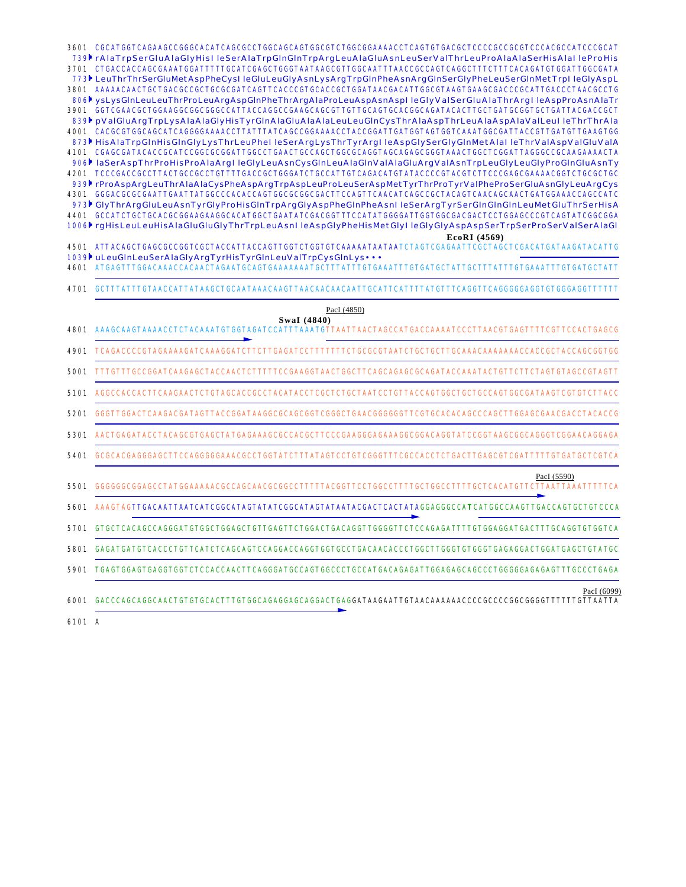```
3601 CGCATGGTCAGAAGCCGGGCACATCAGCGCCTGGCAGCAGTGGCGTCTGGCGGAAAACCTCAGTGTGACGCTCCCCGCCGCGTCCCACGCCATCCCGCAT
 739▶ rAlaTrpSerGluAlaGlyHisIleSerAlaTrpGlnGlnTrpArgLeuAlaGluAsnLeuSerValThrLeuProAlaAlaSerHisAlaIleProHis
3701 CTGACCACCAGCGAAATGGATTTTTGCATCGAGCTGGGTAATAAGCGTTGGCAATTTAACCGCCAGTCAGGCTTTCTTTCACAGATGTGGATTGGCGATA
 773▶ LeuThrThrSerGluMetAspPheCysIleGluLeuGlyAsnLysArgTrpGlnPheAsnArgGlnSerGlyPheLeuSerGlnMetTrpIleGlyAspL
3801 AAAAACAACTGCTGACGCCGCTGCGCGATCAGTTCACCCGTGCACCGCTGGATAACGACATTGGCGTAAGTGAAGCGACCCGCATTGACCCTAACGCCTG
 806▶ ysLysGlnLeuLeuThrProLeuArgAspGlnPheThrArgAlaProLeuAspAsnAspIleGlyValSerGluAlaThrArgIleAspProAsnAlaTr
3901 GGTCGAACGCTGGAAGGCGGCGGGCCATTACCAGGCCGAAGCAGCGTTGTTGCAGTGCACGGCAGATACACTTGCTGATGCGGTGCTGATTACGACCGCT
 839▶ pValGluArgTrpLysAlaAlaGlyHisTyrGlnAlaGluAlaAlaLeuLeuGlnCysThrAlaAspThrLeuAlaAspAlaValLeuIleThrThrAla
4001 CACGCGTGGCAGCATCAGGGGAAAACCTTATTTATCAGCCGGAAAACCTACCGGATTGATGGTAGTGGTCAAATGGCGATTACCGTTGATGTTGAAGTGG
 873▶ HisAlaTrpGlnHisGlnGlyLysThrLeuPheIleSerArgLysThrTyrArgIleAspGlySerGlyGlnMetAlaIleThrValAspValGluValA
4101 CGAGCGATACACCGCATCCGGCGCGGATTGGCCTGAACTGCCAGCTGGCGCAGGTAGCAGAGCGGGTAAACTGGCTCGGATTAGGGCCGCAAGAAAACTA
 906▶ laSerAspThrProHisProAlaArgIleGlyLeuAsnCysGlnLeuAlaGlnValAlaGluArgValAsnTrpLeuGlyLeuGlyProGlnGluAsnTy
4201 TCCCGACCGCCTTACTGCCGCCTGTTTTGACCGCTGGGATCTGCCATTGTCAGACATGTATACCCCGTACGTCTTCCCGAGCGAAAACGGTCTGCGCTGC
 939▶ rProAspArgLeuThrAlaAlaCysPheAspArgTrpAspLeuProLeuSerAspMetTyrThrProTyrValPheProSerGluAsnGlyLeuArgCys
4301 GGGACGCGCGAATTGAATTATGGCCCACACCAGTGGCGCGGCGACTTCCAGTTCAACATCAGCCGCTACAGTCAACAGCAACTGATGGAAACCAGCCATC
 973▶ GlyThrArgGluLeuAsnTyrGlyProHisGlnTrpArgGlyAspPheGlnPheAsnIleSerArgTyrSerGlnGlnGlnLeuMetGluThrSerHisA
4401 GCCATCTGCTGCACGCGGAAGAAGGCACATGGCTGAATATCGACGGTTTCCATATGGGGATTGGTGGCGACGACTCCTGGAGCCCGTCAGTATCGGCGGA
1006▶ rgHisLeuLeuHisAlaGluGluGlyThrTrpLeuAsnIleAspGlyPheHisMetGlyIleGlyGlyAspAspSerTrpSerProSerValSerAlaGl
                                                                                   EcoRI (4569)
4501 ATTACAGCTGAGCGCCGGTCGCTACCATTACCAGTTGGTCTGGTGTCAAAAATAATAATCTAGTCGAGAATTCGCTAGCTCGACATGATAAGATACATTG
1039▶ uLeuGlnLeuSerAlaGlyArgTyrHisTyrGlnLeuValTrpCysGlnLys•••
4601 ATGAGTTTGGACAAACCACAACTAGAATGCAGTGAAAAAAATGCTTTATTTGTGAAATTTGTGATGCTATTGCTTTATTTGTGAAATTTGTGATGCTATT
4701 GCTTTATTTGTAACCATTATAAGCTGCAATAAACAAGTTAACAACAACAATTGCATTCATTTTATGTTTCAGGTTCAGGGGGAGGTGTGGGAGGTTTTTT
                                                      PacI (4850)
                                        SwaI (4840)
4801 AAAGCAAGTAAAACCTCTACAAATGTGGTAGATCCATTTAAATGTTAATTAACTAGCCATGACCAAAATCCCTTAACGTGAGTTTTCGTTCCACTGAGCG
4901 TCAGACCCCGTAGAAAAGATCAAAGGATCTTCTTGAGATCCTTTTTTTCTGCGCGTAATCTGCTGCTTGCAAACAAAAAAACCACCGCTACCAGCGGTGG
5001 TTTGTTTGCCGGATCAAGAGCTACCAACTCTTTTTCCGAAGGTAACTGGCTTCAGCAGAGCGCAGATACCAAATACTGTTCTTCTAGTGTAGCCGTAGTT
5101 AGGCCACCACTTCAAGAACTCTGTAGCACCGCCTACATACCTCGCTCTGCTAATCCTGTTACCAGTGGCTGCTGCCAGTGGCGATAAGTCGTGTCTTACC
5201 GGGTTGGACTCAAGACGATAGTTACCGGATAAGGCGCAGCGGTCGGGCTGAACGGGGGGTTCGTGCACACAGCCCAGCTTGGAGCGAACGACCTACACCG
5301 AACTGAGATACCTACAGCGTGAGCTATGAGAAAGCGCCACGCTTCCCGAAGGGAGAAAGGCGGACAGGTATCCGGTAAGCGGCAGGGTCGGAACAGGAGA
5401 GCGCACGAGGGAGCTTCCAGGGGGAAACGCCTGGTATCTTTATAGTCCTGTCGGGTTTCGCCACCTCTGACTTGAGCGTCGATTTTTGTGATGCTCGTCA
                                                                                         PacI (5590)
5501 GGGGGGCGGAGCCTATGGAAAAACGCCAGCAACGCGGCCTTTTTACGGTTCCTGGCCTTTTGCTGGCCTTTTGCTCACATGTTCTTAATTAAATTTTTCA
5601 AAAGTAGTTGACAATTAATCATCGGCATAGTATATCGGCATAGTATAATACGACTCACTATAGGAGGGCCATCATGGCCAAGTTGACCAGTGCTGTCCCA
5701 GTGCTCACAGCCAGGGATGTGGCTGGAGCTGTTGAGTTCTGGACTGACAGGTTGGGGTTCTCCAGAGATTTTGTGGAGGATGACTTTGCAGGTGTGGTCA
5801 GAGATGATGTCACCCTGTTCATCTCAGCAGTCCAGGACCAGGTGGTGCCTGACAACACCCTGGCTTGGGTGTGGGTGAGAGGACTGGATGAGCTGTATGC
5901 TGAGTGGAGTGAGGTGGTCTCCACCAACTTCAGGGATGCCAGTGGCCCTGCCATGACAGAGATTGGAGAGCAGCCCTGGGGGAGAGAGTTTGCCCTGAGA
                                                                                             PacI (6099)
6001 GACCCAGCAGGCAACTGTGTGCACTTTGTGGCAGAGGAGCAGGACTGAGGATAAGAATTGTAACAAAAAACCCCGCCCCGGCGGGGTTTTTTGTTAATTA
6101 A
```